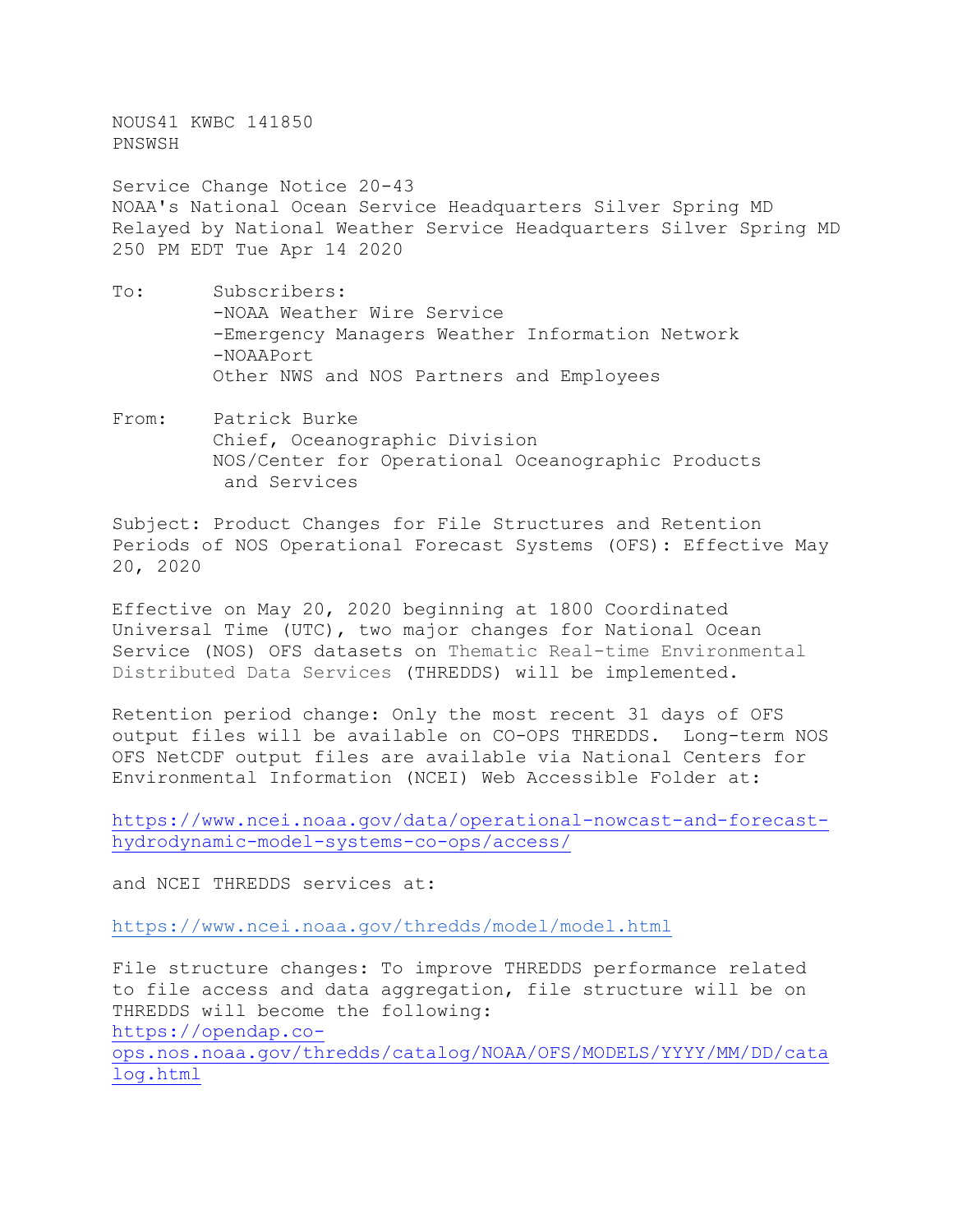NOUS41 KWBC 141850
PNSWSH

Service Change Notice 20-43
NOAA's National Ocean Service Headquarters Silver Spring MD
Relayed by National Weather Service Headquarters Silver Spring MD
250 PM EDT Tue Apr 14 2020

To: Subscribers:
-NOAA Weather Wire Service
-Emergency Managers Weather Information Network
-NOAAPort
Other NWS and NOS Partners and Employees

From: Patrick Burke
Chief, Oceanographic Division
NOS/Center for Operational Oceanographic Products and Services

Subject: Product Changes for File Structures and Retention Periods of NOS Operational Forecast Systems (OFS): Effective May 20, 2020

Effective on May 20, 2020 beginning at 1800 Coordinated Universal Time (UTC), two major changes for National Ocean Service (NOS) OFS datasets on Thematic Real-time Environmental Distributed Data Services (THREDDS) will be implemented.

Retention period change: Only the most recent 31 days of OFS output files will be available on CO-OPS THREDDS. Long-term NOS OFS NetCDF output files are available via National Centers for Environmental Information (NCEI) Web Accessible Folder at:

https://www.ncei.noaa.gov/data/operational-nowcast-and-forecast-hydrodynamic-model-systems-co-ops/access/

and NCEI THREDDS services at:

https://www.ncei.noaa.gov/thredds/model/model.html

File structure changes: To improve THREDDS performance related to file access and data aggregation, file structure will be on THREDDS will become the following:
https://opendap.co-ops.nos.noaa.gov/thredds/catalog/NOAA/OFS/MODELS/YYYY/MM/DD/catalog.html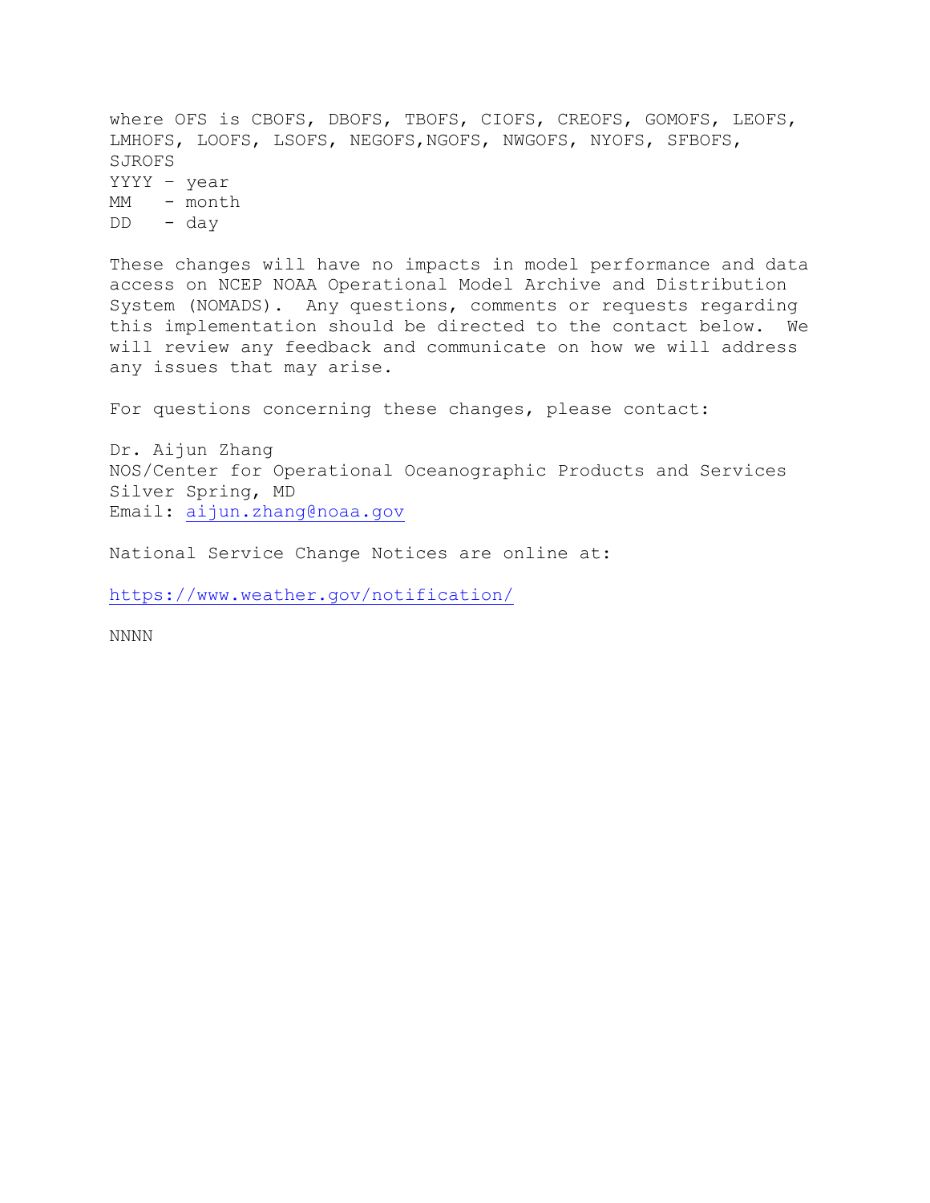where OFS is CBOFS, DBOFS, TBOFS, CIOFS, CREOFS, GOMOFS, LEOFS, LMHOFS, LOOFS, LSOFS, NEGOFS,NGOFS, NWGOFS, NYOFS, SFBOFS, SJROFS
YYYY - year
MM - month
DD - day

These changes will have no impacts in model performance and data access on NCEP NOAA Operational Model Archive and Distribution System (NOMADS). Any questions, comments or requests regarding this implementation should be directed to the contact below. We will review any feedback and communicate on how we will address any issues that may arise.

For questions concerning these changes, please contact:

Dr. Aijun Zhang
NOS/Center for Operational Oceanographic Products and Services
Silver Spring, MD
Email: aijun.zhang@noaa.gov

National Service Change Notices are online at:

https://www.weather.gov/notification/

NNNN